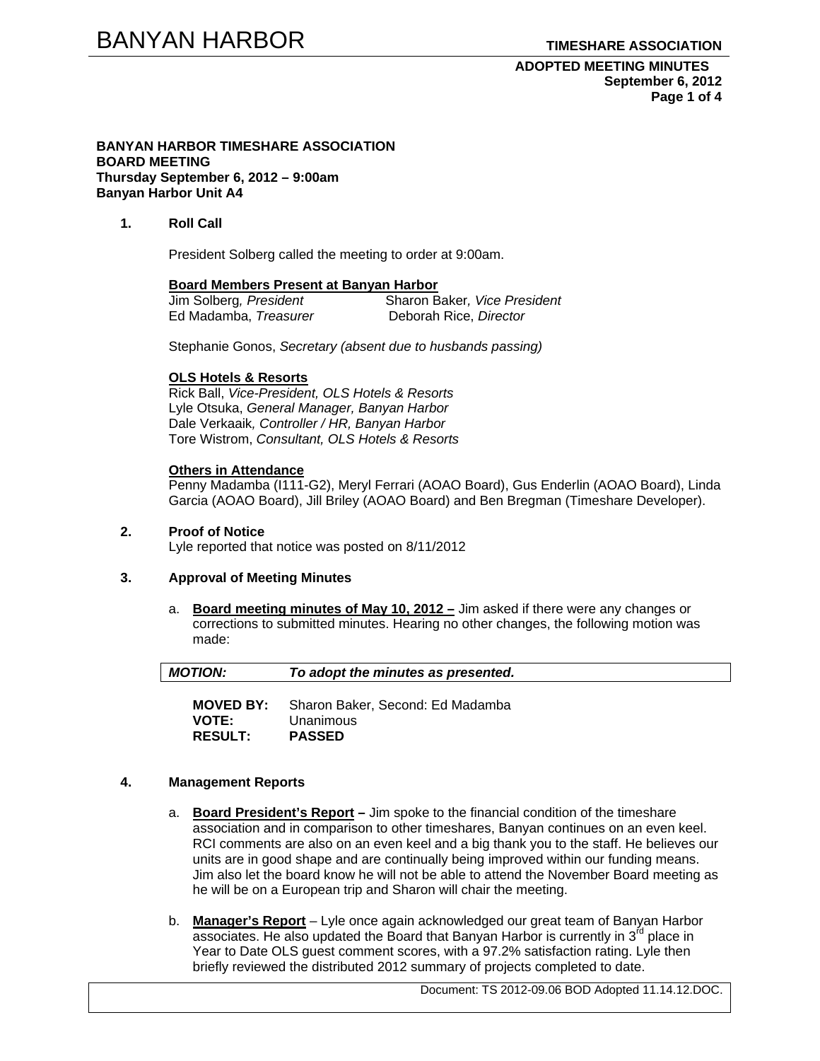**BANYAN HARBOR TIMESHARE ASSOCIATION**
**BOARD MEETING**
**Thursday September 6, 2012 – 9:00am**
**Banyan Harbor Unit A4**

**1. Roll Call**

President Solberg called the meeting to order at 9:00am.

**Board Members Present at Banyan Harbor**

Jim Solberg, *President*
Sharon Baker, *Vice President*
Ed Madamba, *Treasurer*
Deborah Rice, *Director*

Stephanie Gonos, *Secretary (absent due to husbands passing)*

**OLS Hotels & Resorts**

Rick Ball, *Vice-President, OLS Hotels & Resorts*
Lyle Otsuka, *General Manager, Banyan Harbor*
Dale Verkaaik*, Controller / HR, Banyan Harbor*
Tore Wistrom, *Consultant, OLS Hotels & Resorts*

**Others in Attendance**

Penny Madamba (I111-G2), Meryl Ferrari (AOAO Board), Gus Enderlin (AOAO Board), Linda Garcia (AOAO Board), Jill Briley (AOAO Board) and Ben Bregman (Timeshare Developer).

**2. Proof of Notice**

Lyle reported that notice was posted on 8/11/2012

**3. Approval of Meeting Minutes**

a. **Board meeting minutes of May 10, 2012 –** Jim asked if there were any changes or corrections to submitted minutes. Hearing no other changes, the following motion was made:

| ***MOTION:*** | ***To adopt the minutes as presented.*** |
|---|---|

**MOVED BY:** Sharon Baker, Second: Ed Madamba
**VOTE:** Unanimous
**RESULT:** **PASSED**

**4. Management Reports**

a. **Board President's Report –** Jim spoke to the financial condition of the timeshare association and in comparison to other timeshares, Banyan continues on an even keel. RCI comments are also on an even keel and a big thank you to the staff. He believes our units are in good shape and are continually being improved within our funding means. Jim also let the board know he will not be able to attend the November Board meeting as he will be on a European trip and Sharon will chair the meeting.

b. **Manager's Report** – Lyle once again acknowledged our great team of Banyan Harbor associates. He also updated the Board that Banyan Harbor is currently in 3rd place in Year to Date OLS guest comment scores, with a 97.2% satisfaction rating. Lyle then briefly reviewed the distributed 2012 summary of projects completed to date.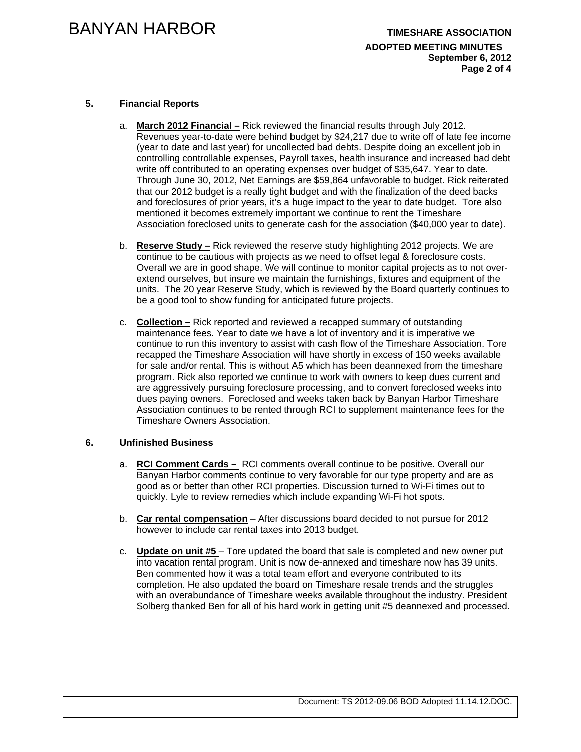## 5. Financial Reports

a. **March 2012 Financial –** Rick reviewed the financial results through July 2012. Revenues year-to-date were behind budget by $24,217 due to write off of late fee income (year to date and last year) for uncollected bad debts. Despite doing an excellent job in controlling controllable expenses, Payroll taxes, health insurance and increased bad debt write off contributed to an operating expenses over budget of $35,647. Year to date. Through June 30, 2012, Net Earnings are $59,864 unfavorable to budget. Rick reiterated that our 2012 budget is a really tight budget and with the finalization of the deed backs and foreclosures of prior years, it's a huge impact to the year to date budget. Tore also mentioned it becomes extremely important we continue to rent the Timeshare Association foreclosed units to generate cash for the association ($40,000 year to date).

b. **Reserve Study –** Rick reviewed the reserve study highlighting 2012 projects. We are continue to be cautious with projects as we need to offset legal & foreclosure costs. Overall we are in good shape. We will continue to monitor capital projects as to not over-extend ourselves, but insure we maintain the furnishings, fixtures and equipment of the units. The 20 year Reserve Study, which is reviewed by the Board quarterly continues to be a good tool to show funding for anticipated future projects.

c. **Collection –** Rick reported and reviewed a recapped summary of outstanding maintenance fees. Year to date we have a lot of inventory and it is imperative we continue to run this inventory to assist with cash flow of the Timeshare Association. Tore recapped the Timeshare Association will have shortly in excess of 150 weeks available for sale and/or rental. This is without A5 which has been deannexed from the timeshare program. Rick also reported we continue to work with owners to keep dues current and are aggressively pursuing foreclosure processing, and to convert foreclosed weeks into dues paying owners. Foreclosed and weeks taken back by Banyan Harbor Timeshare Association continues to be rented through RCI to supplement maintenance fees for the Timeshare Owners Association.

## 6. Unfinished Business

a. **RCI Comment Cards –** RCI comments overall continue to be positive. Overall our Banyan Harbor comments continue to very favorable for our type property and are as good as or better than other RCI properties. Discussion turned to Wi-Fi times out to quickly. Lyle to review remedies which include expanding Wi-Fi hot spots.

b. **Car rental compensation** – After discussions board decided to not pursue for 2012 however to include car rental taxes into 2013 budget.

c. **Update on unit #5** – Tore updated the board that sale is completed and new owner put into vacation rental program. Unit is now de-annexed and timeshare now has 39 units. Ben commented how it was a total team effort and everyone contributed to its completion. He also updated the board on Timeshare resale trends and the struggles with an overabundance of Timeshare weeks available throughout the industry. President Solberg thanked Ben for all of his hard work in getting unit #5 deannexed and processed.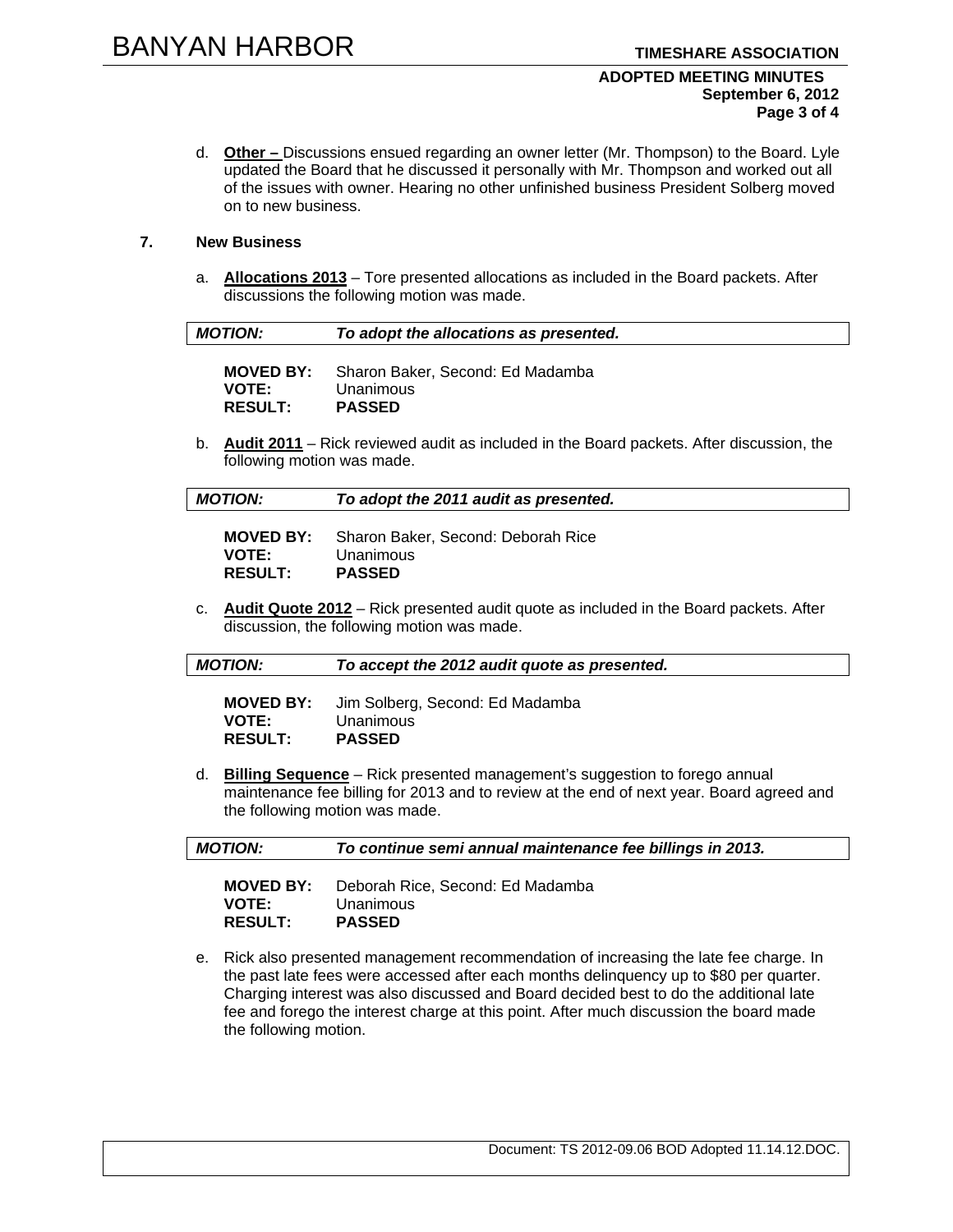d. **Other –** Discussions ensued regarding an owner letter (Mr. Thompson) to the Board. Lyle updated the Board that he discussed it personally with Mr. Thompson and worked out all of the issues with owner. Hearing no other unfinished business President Solberg moved on to new business.

## 7. New Business

a. **Allocations 2013** – Tore presented allocations as included in the Board packets. After discussions the following motion was made.

| ***MOTION:*** | ***To adopt the allocations as presented.*** |
|---|---|

**MOVED BY:** Sharon Baker, Second: Ed Madamba
**VOTE:** Unanimous
**RESULT:** **PASSED**

b. **Audit 2011** – Rick reviewed audit as included in the Board packets. After discussion, the following motion was made.

| ***MOTION:*** | ***To adopt the 2011 audit as presented.*** |
|---|---|

**MOVED BY:** Sharon Baker, Second: Deborah Rice
**VOTE:** Unanimous
**RESULT:** **PASSED**

c. **Audit Quote 2012** – Rick presented audit quote as included in the Board packets. After discussion, the following motion was made.

| ***MOTION:*** | ***To accept the 2012 audit quote as presented.*** |
|---|---|

**MOVED BY:** Jim Solberg, Second: Ed Madamba
**VOTE:** Unanimous
**RESULT:** **PASSED**

d. **Billing Sequence** – Rick presented management's suggestion to forego annual maintenance fee billing for 2013 and to review at the end of next year. Board agreed and the following motion was made.

| ***MOTION:*** | ***To continue semi annual maintenance fee billings in 2013.*** |
|---|---|

**MOVED BY:** Deborah Rice, Second: Ed Madamba
**VOTE:** Unanimous
**RESULT:** **PASSED**

e. Rick also presented management recommendation of increasing the late fee charge. In the past late fees were accessed after each months delinquency up to $80 per quarter. Charging interest was also discussed and Board decided best to do the additional late fee and forego the interest charge at this point. After much discussion the board made the following motion.

Document: TS 2012-09.06 BOD Adopted 11.14.12.DOC.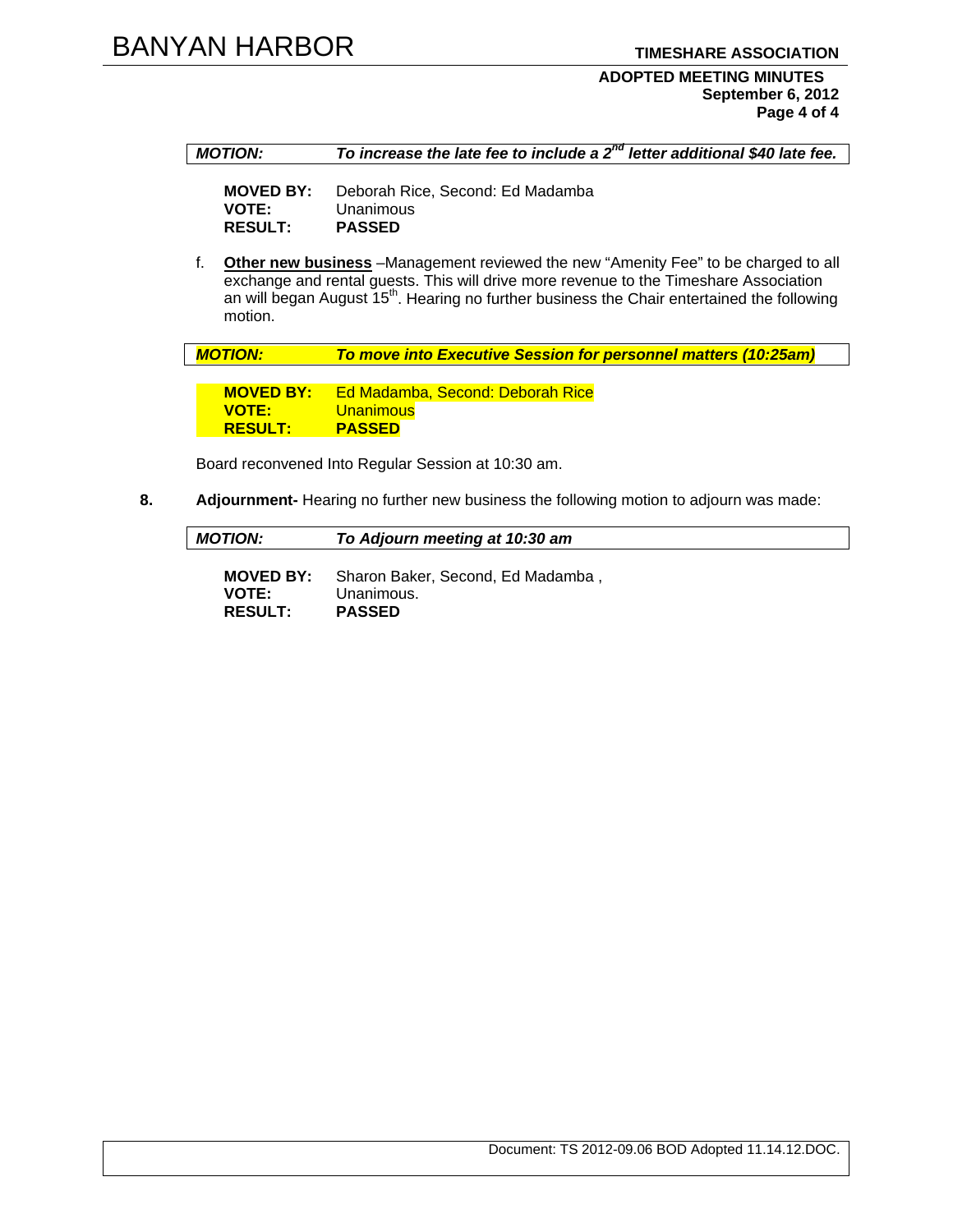| | |
|---|---|
| ***MOTION:*** | ***To increase the late fee to include a 2nd letter additional $40 late fee.*** |

**MOVED BY:** Deborah Rice, Second: Ed Madamba
**VOTE:** Unanimous
**RESULT:** **PASSED**

f. **Other new business** –Management reviewed the new "Amenity Fee" to be charged to all exchange and rental guests. This will drive more revenue to the Timeshare Association an will began August 15th. Hearing no further business the Chair entertained the following motion.

| | |
|---|---|
| ***MOTION:*** | ***To move into Executive Session for personnel matters (10:25am)*** |

**MOVED BY:** Ed Madamba, Second: Deborah Rice
**VOTE:** Unanimous
**RESULT:** **PASSED**

Board reconvened Into Regular Session at 10:30 am.

**8. Adjournment-** Hearing no further new business the following motion to adjourn was made:

| | |
|---|---|
| ***MOTION:*** | ***To Adjourn meeting at 10:30 am*** |

**MOVED BY:** Sharon Baker, Second, Ed Madamba ,
**VOTE:** Unanimous.
**RESULT:** **PASSED**

Document: TS 2012-09.06 BOD Adopted 11.14.12.DOC.